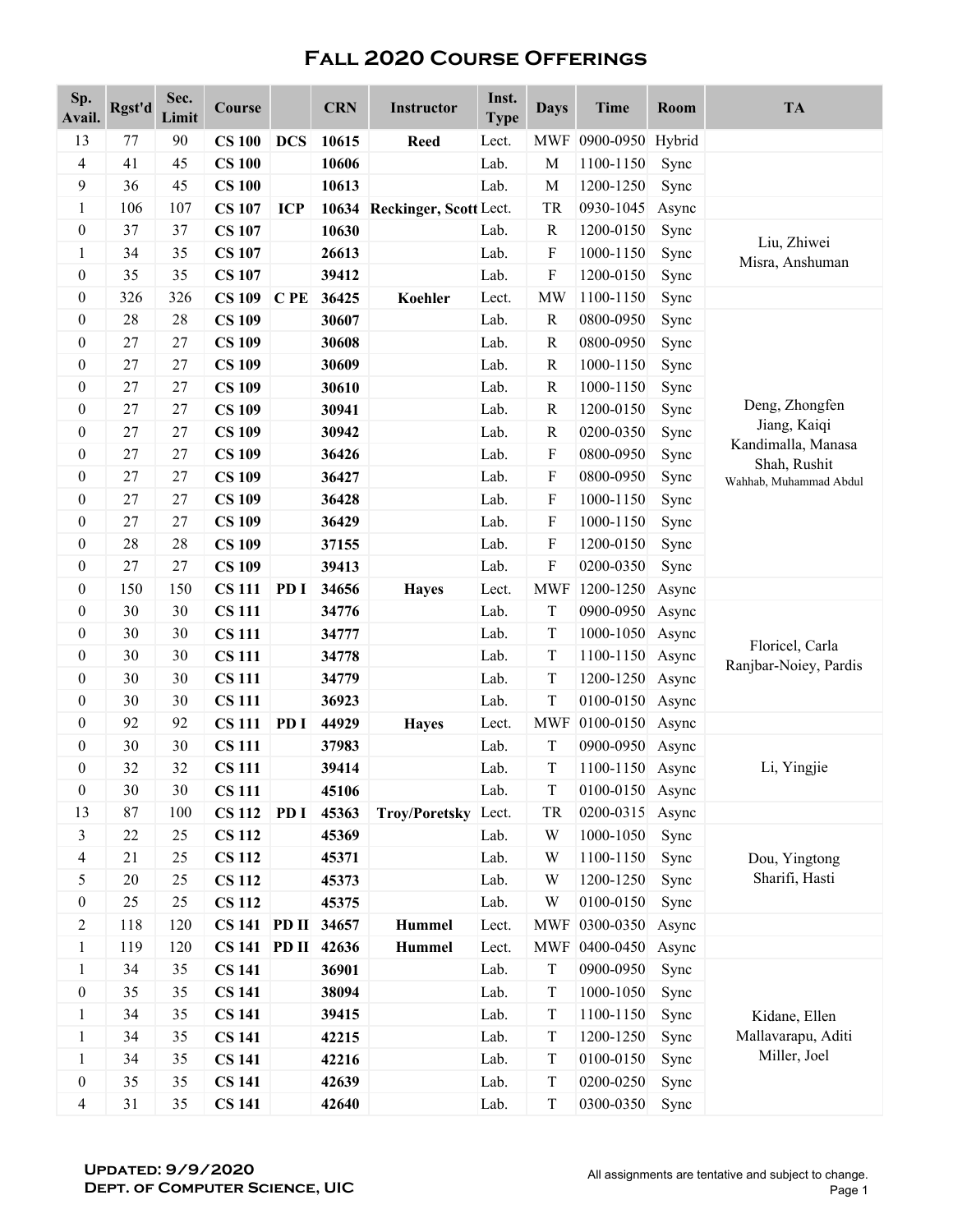# Fall 2020 Course Offerings

| Sp. Avail. | Rgst'd | Sec. Limit | Course | | CRN | Instructor | Inst. Type | Days | Time | Room | TA |
|---|---|---|---|---|---|---|---|---|---|---|---|
| 13 | 77 | 90 | **CS 100** | **DCS** | **10615** | **Reed** | Lect. | MWF | 0900-0950 | Hybrid | |
| 4 | 41 | 45 | **CS 100** | | **10606** | | Lab. | M | 1100-1150 | Sync | |
| 9 | 36 | 45 | **CS 100** | | **10613** | | Lab. | M | 1200-1250 | Sync | |
| 1 | 106 | 107 | **CS 107** | **ICP** | **10634** | **Reckinger, Scott** | Lect. | TR | 0930-1045 | Async | |
| 0 | 37 | 37 | **CS 107** | | **10630** | | Lab. | R | 1200-0150 | Sync | Liu, Zhiwei<br>Misra, Anshuman |
| 1 | 34 | 35 | **CS 107** | | **26613** | | Lab. | F | 1000-1150 | Sync | |
| 0 | 35 | 35 | **CS 107** | | **39412** | | Lab. | F | 1200-0150 | Sync | |
| 0 | 326 | 326 | **CS 109** | **C PE** | **36425** | **Koehler** | Lect. | MW | 1100-1150 | Sync | |
| 0 | 28 | 28 | **CS 109** | | **30607** | | Lab. | R | 0800-0950 | Sync | Deng, Zhongfen<br>Jiang, Kaiqi<br>Kandimalla, Manasa<br>Shah, Rushit<br>Wahhab, Muhammad Abdul |
| 0 | 27 | 27 | **CS 109** | | **30608** | | Lab. | R | 0800-0950 | Sync | |
| 0 | 27 | 27 | **CS 109** | | **30609** | | Lab. | R | 1000-1150 | Sync | |
| 0 | 27 | 27 | **CS 109** | | **30610** | | Lab. | R | 1000-1150 | Sync | |
| 0 | 27 | 27 | **CS 109** | | **30941** | | Lab. | R | 1200-0150 | Sync | |
| 0 | 27 | 27 | **CS 109** | | **30942** | | Lab. | R | 0200-0350 | Sync | |
| 0 | 27 | 27 | **CS 109** | | **36426** | | Lab. | F | 0800-0950 | Sync | |
| 0 | 27 | 27 | **CS 109** | | **36427** | | Lab. | F | 0800-0950 | Sync | |
| 0 | 27 | 27 | **CS 109** | | **36428** | | Lab. | F | 1000-1150 | Sync | |
| 0 | 27 | 27 | **CS 109** | | **36429** | | Lab. | F | 1000-1150 | Sync | |
| 0 | 28 | 28 | **CS 109** | | **37155** | | Lab. | F | 1200-0150 | Sync | |
| 0 | 27 | 27 | **CS 109** | | **39413** | | Lab. | F | 0200-0350 | Sync | |
| 0 | 150 | 150 | **CS 111** | **PD I** | **34656** | **Hayes** | Lect. | MWF | 1200-1250 | Async | |
| 0 | 30 | 30 | **CS 111** | | **34776** | | Lab. | T | 0900-0950 | Async | Floricel, Carla<br>Ranjbar-Noiey, Pardis |
| 0 | 30 | 30 | **CS 111** | | **34777** | | Lab. | T | 1000-1050 | Async | |
| 0 | 30 | 30 | **CS 111** | | **34778** | | Lab. | T | 1100-1150 | Async | |
| 0 | 30 | 30 | **CS 111** | | **34779** | | Lab. | T | 1200-1250 | Async | |
| 0 | 30 | 30 | **CS 111** | | **36923** | | Lab. | T | 0100-0150 | Async | |
| 0 | 92 | 92 | **CS 111** | **PD I** | **44929** | **Hayes** | Lect. | MWF | 0100-0150 | Async | |
| 0 | 30 | 30 | **CS 111** | | **37983** | | Lab. | T | 0900-0950 | Async | Li, Yingjie |
| 0 | 32 | 32 | **CS 111** | | **39414** | | Lab. | T | 1100-1150 | Async | |
| 0 | 30 | 30 | **CS 111** | | **45106** | | Lab. | T | 0100-0150 | Async | |
| 13 | 87 | 100 | **CS 112** | **PD I** | **45363** | **Troy/Poretsky** | Lect. | TR | 0200-0315 | Async | |
| 3 | 22 | 25 | **CS 112** | | **45369** | | Lab. | W | 1000-1050 | Sync | Dou, Yingtong<br>Sharifi, Hasti |
| 4 | 21 | 25 | **CS 112** | | **45371** | | Lab. | W | 1100-1150 | Sync | |
| 5 | 20 | 25 | **CS 112** | | **45373** | | Lab. | W | 1200-1250 | Sync | |
| 0 | 25 | 25 | **CS 112** | | **45375** | | Lab. | W | 0100-0150 | Sync | |
| 2 | 118 | 120 | **CS 141** | **PD II** | **34657** | **Hummel** | Lect. | MWF | 0300-0350 | Async | |
| 1 | 119 | 120 | **CS 141** | **PD II** | **42636** | **Hummel** | Lect. | MWF | 0400-0450 | Async | |
| 1 | 34 | 35 | **CS 141** | | **36901** | | Lab. | T | 0900-0950 | Sync | Kidane, Ellen<br>Mallavarapu, Aditi<br>Miller, Joel |
| 0 | 35 | 35 | **CS 141** | | **38094** | | Lab. | T | 1000-1050 | Sync | |
| 1 | 34 | 35 | **CS 141** | | **39415** | | Lab. | T | 1100-1150 | Sync | |
| 1 | 34 | 35 | **CS 141** | | **42215** | | Lab. | T | 1200-1250 | Sync | |
| 1 | 34 | 35 | **CS 141** | | **42216** | | Lab. | T | 0100-0150 | Sync | |
| 0 | 35 | 35 | **CS 141** | | **42639** | | Lab. | T | 0200-0250 | Sync | |
| 4 | 31 | 35 | **CS 141** | | **42640** | | Lab. | T | 0300-0350 | Sync | |

**Updated: 9/9/2020**
**Dept. of Computer Science, UIC**

All assignments are tentative and subject to change.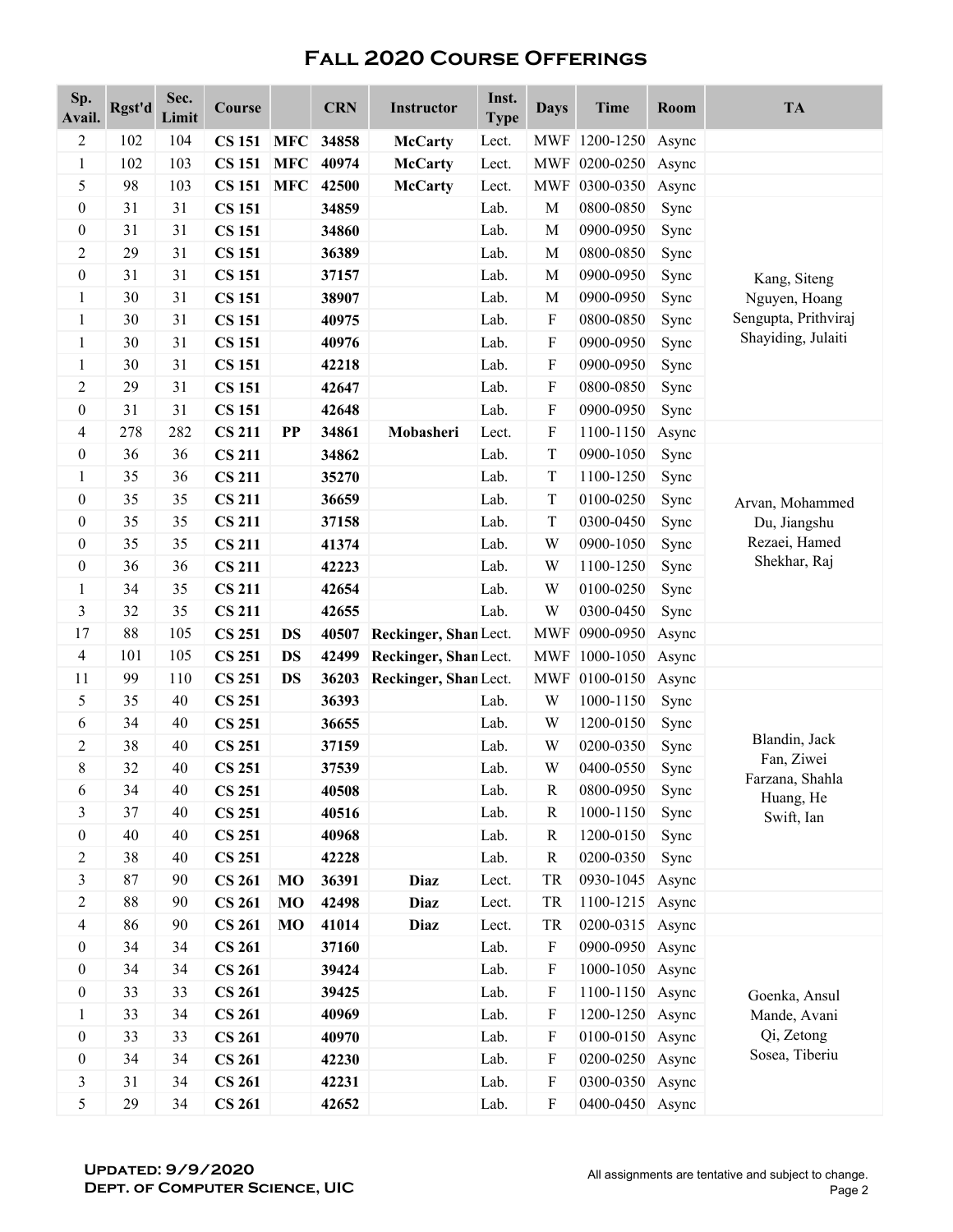# Fall 2020 Course Offerings

| Sp. Avail. | Rgst'd | Sec. Limit | Course | | CRN | Instructor | Inst. Type | Days | Time | Room | TA |
|---|---|---|---|---|---|---|---|---|---|---|---|
| 2 | 102 | 104 | **CS 151** | **MFC** | **34858** | **McCarty** | Lect. | MWF | 1200-1250 | Async | |
| 1 | 102 | 103 | **CS 151** | **MFC** | **40974** | **McCarty** | Lect. | MWF | 0200-0250 | Async | |
| 5 | 98 | 103 | **CS 151** | **MFC** | **42500** | **McCarty** | Lect. | MWF | 0300-0350 | Async | |
| 0 | 31 | 31 | **CS 151** | | **34859** | | Lab. | M | 0800-0850 | Sync | Kang, Siteng<br>Nguyen, Hoang<br>Sengupta, Prithviraj<br>Shayiding, Julaiti |
| 0 | 31 | 31 | **CS 151** | | **34860** | | Lab. | M | 0900-0950 | Sync | |
| 2 | 29 | 31 | **CS 151** | | **36389** | | Lab. | M | 0800-0850 | Sync | |
| 0 | 31 | 31 | **CS 151** | | **37157** | | Lab. | M | 0900-0950 | Sync | |
| 1 | 30 | 31 | **CS 151** | | **38907** | | Lab. | M | 0900-0950 | Sync | |
| 1 | 30 | 31 | **CS 151** | | **40975** | | Lab. | F | 0800-0850 | Sync | |
| 1 | 30 | 31 | **CS 151** | | **40976** | | Lab. | F | 0900-0950 | Sync | |
| 1 | 30 | 31 | **CS 151** | | **42218** | | Lab. | F | 0900-0950 | Sync | |
| 2 | 29 | 31 | **CS 151** | | **42647** | | Lab. | F | 0800-0850 | Sync | |
| 0 | 31 | 31 | **CS 151** | | **42648** | | Lab. | F | 0900-0950 | Sync | |
| 4 | 278 | 282 | **CS 211** | **PP** | **34861** | **Mobasheri** | Lect. | F | 1100-1150 | Async | |
| 0 | 36 | 36 | **CS 211** | | **34862** | | Lab. | T | 0900-1050 | Sync | Arvan, Mohammed<br>Du, Jiangshu<br>Rezaei, Hamed<br>Shekhar, Raj |
| 1 | 35 | 36 | **CS 211** | | **35270** | | Lab. | T | 1100-1250 | Sync | |
| 0 | 35 | 35 | **CS 211** | | **36659** | | Lab. | T | 0100-0250 | Sync | |
| 0 | 35 | 35 | **CS 211** | | **37158** | | Lab. | T | 0300-0450 | Sync | |
| 0 | 35 | 35 | **CS 211** | | **41374** | | Lab. | W | 0900-1050 | Sync | |
| 0 | 36 | 36 | **CS 211** | | **42223** | | Lab. | W | 1100-1250 | Sync | |
| 1 | 34 | 35 | **CS 211** | | **42654** | | Lab. | W | 0100-0250 | Sync | |
| 3 | 32 | 35 | **CS 211** | | **42655** | | Lab. | W | 0300-0450 | Sync | |
| 17 | 88 | 105 | **CS 251** | **DS** | **40507** | **Reckinger, Shan** | Lect. | MWF | 0900-0950 | Async | |
| 4 | 101 | 105 | **CS 251** | **DS** | **42499** | **Reckinger, Shan** | Lect. | MWF | 1000-1050 | Async | |
| 11 | 99 | 110 | **CS 251** | **DS** | **36203** | **Reckinger, Shan** | Lect. | MWF | 0100-0150 | Async | |
| 5 | 35 | 40 | **CS 251** | | **36393** | | Lab. | W | 1000-1150 | Sync | Blandin, Jack<br>Fan, Ziwei<br>Farzana, Shahla<br>Huang, He<br>Swift, Ian |
| 6 | 34 | 40 | **CS 251** | | **36655** | | Lab. | W | 1200-0150 | Sync | |
| 2 | 38 | 40 | **CS 251** | | **37159** | | Lab. | W | 0200-0350 | Sync | |
| 8 | 32 | 40 | **CS 251** | | **37539** | | Lab. | W | 0400-0550 | Sync | |
| 6 | 34 | 40 | **CS 251** | | **40508** | | Lab. | R | 0800-0950 | Sync | |
| 3 | 37 | 40 | **CS 251** | | **40516** | | Lab. | R | 1000-1150 | Sync | |
| 0 | 40 | 40 | **CS 251** | | **40968** | | Lab. | R | 1200-0150 | Sync | |
| 2 | 38 | 40 | **CS 251** | | **42228** | | Lab. | R | 0200-0350 | Sync | |
| 3 | 87 | 90 | **CS 261** | **MO** | **36391** | **Diaz** | Lect. | TR | 0930-1045 | Async | |
| 2 | 88 | 90 | **CS 261** | **MO** | **42498** | **Diaz** | Lect. | TR | 1100-1215 | Async | |
| 4 | 86 | 90 | **CS 261** | **MO** | **41014** | **Diaz** | Lect. | TR | 0200-0315 | Async | |
| 0 | 34 | 34 | **CS 261** | | **37160** | | Lab. | F | 0900-0950 | Async | Goenka, Ansul<br>Mande, Avani<br>Qi, Zetong<br>Sosea, Tiberiu |
| 0 | 34 | 34 | **CS 261** | | **39424** | | Lab. | F | 1000-1050 | Async | |
| 0 | 33 | 33 | **CS 261** | | **39425** | | Lab. | F | 1100-1150 | Async | |
| 1 | 33 | 34 | **CS 261** | | **40969** | | Lab. | F | 1200-1250 | Async | |
| 0 | 33 | 33 | **CS 261** | | **40970** | | Lab. | F | 0100-0150 | Async | |
| 0 | 34 | 34 | **CS 261** | | **42230** | | Lab. | F | 0200-0250 | Async | |
| 3 | 31 | 34 | **CS 261** | | **42231** | | Lab. | F | 0300-0350 | Async | |
| 5 | 29 | 34 | **CS 261** | | **42652** | | Lab. | F | 0400-0450 | Async | |

**Updated: 9/9/2020**
**Dept. of Computer Science, UIC**

All assignments are tentative and subject to change.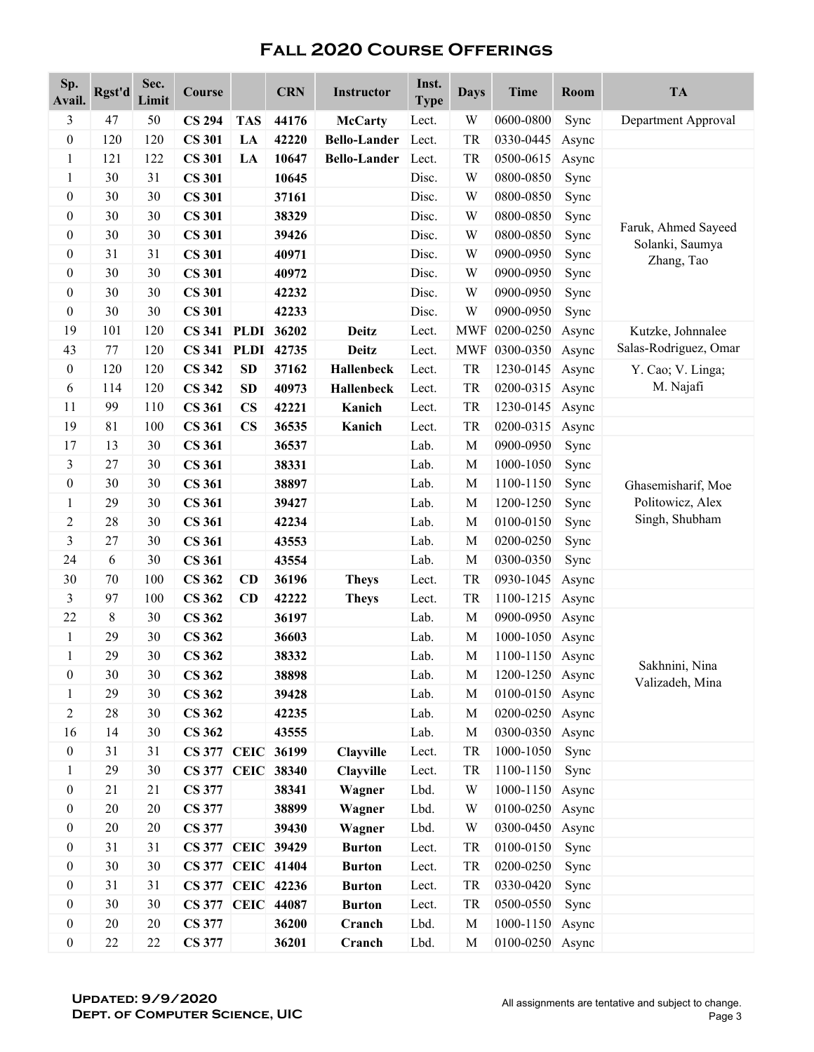# Fall 2020 Course Offerings

| Sp. Avail. | Rgst'd | Sec. Limit | Course | | CRN | Instructor | Inst. Type | Days | Time | Room | TA |
|---|---|---|---|---|---|---|---|---|---|---|---|
| 3 | 47 | 50 | **CS 294** | **TAS** | **44176** | **McCarty** | Lect. | W | 0600-0800 | Sync | Department Approval |
| 0 | 120 | 120 | **CS 301** | **LA** | **42220** | **Bello-Lander** | Lect. | TR | 0330-0445 | Async | |
| 1 | 121 | 122 | **CS 301** | **LA** | **10647** | **Bello-Lander** | Lect. | TR | 0500-0615 | Async | |
| 1 | 30 | 31 | **CS 301** | | **10645** | | Disc. | W | 0800-0850 | Sync | Faruk, Ahmed Sayeed<br>Solanki, Saumya<br>Zhang, Tao |
| 0 | 30 | 30 | **CS 301** | | **37161** | | Disc. | W | 0800-0850 | Sync | |
| 0 | 30 | 30 | **CS 301** | | **38329** | | Disc. | W | 0800-0850 | Sync | |
| 0 | 30 | 30 | **CS 301** | | **39426** | | Disc. | W | 0800-0850 | Sync | |
| 0 | 31 | 31 | **CS 301** | | **40971** | | Disc. | W | 0900-0950 | Sync | |
| 0 | 30 | 30 | **CS 301** | | **40972** | | Disc. | W | 0900-0950 | Sync | |
| 0 | 30 | 30 | **CS 301** | | **42232** | | Disc. | W | 0900-0950 | Sync | |
| 0 | 30 | 30 | **CS 301** | | **42233** | | Disc. | W | 0900-0950 | Sync | |
| 19 | 101 | 120 | **CS 341** | **PLDI** | **36202** | **Deitz** | Lect. | MWF | 0200-0250 | Async | Kutzke, Johnnalee<br>Salas-Rodriguez, Omar |
| 43 | 77 | 120 | **CS 341** | **PLDI** | **42735** | **Deitz** | Lect. | MWF | 0300-0350 | Async | |
| 0 | 120 | 120 | **CS 342** | **SD** | **37162** | **Hallenbeck** | Lect. | TR | 1230-0145 | Async | Y. Cao; V. Linga;<br>M. Najafi |
| 6 | 114 | 120 | **CS 342** | **SD** | **40973** | **Hallenbeck** | Lect. | TR | 0200-0315 | Async | |
| 11 | 99 | 110 | **CS 361** | **CS** | **42221** | **Kanich** | Lect. | TR | 1230-0145 | Async | |
| 19 | 81 | 100 | **CS 361** | **CS** | **36535** | **Kanich** | Lect. | TR | 0200-0315 | Async | |
| 17 | 13 | 30 | **CS 361** | | **36537** | | Lab. | M | 0900-0950 | Sync | Ghasemisharif, Moe<br>Politowicz, Alex<br>Singh, Shubham |
| 3 | 27 | 30 | **CS 361** | | **38331** | | Lab. | M | 1000-1050 | Sync | |
| 0 | 30 | 30 | **CS 361** | | **38897** | | Lab. | M | 1100-1150 | Sync | |
| 1 | 29 | 30 | **CS 361** | | **39427** | | Lab. | M | 1200-1250 | Sync | |
| 2 | 28 | 30 | **CS 361** | | **42234** | | Lab. | M | 0100-0150 | Sync | |
| 3 | 27 | 30 | **CS 361** | | **43553** | | Lab. | M | 0200-0250 | Sync | |
| 24 | 6 | 30 | **CS 361** | | **43554** | | Lab. | M | 0300-0350 | Sync | |
| 30 | 70 | 100 | **CS 362** | **CD** | **36196** | **Theys** | Lect. | TR | 0930-1045 | Async | |
| 3 | 97 | 100 | **CS 362** | **CD** | **42222** | **Theys** | Lect. | TR | 1100-1215 | Async | |
| 22 | 8 | 30 | **CS 362** | | **36197** | | Lab. | M | 0900-0950 | Async | Sakhnini, Nina<br>Valizadeh, Mina |
| 1 | 29 | 30 | **CS 362** | | **36603** | | Lab. | M | 1000-1050 | Async | |
| 1 | 29 | 30 | **CS 362** | | **38332** | | Lab. | M | 1100-1150 | Async | |
| 0 | 30 | 30 | **CS 362** | | **38898** | | Lab. | M | 1200-1250 | Async | |
| 1 | 29 | 30 | **CS 362** | | **39428** | | Lab. | M | 0100-0150 | Async | |
| 2 | 28 | 30 | **CS 362** | | **42235** | | Lab. | M | 0200-0250 | Async | |
| 16 | 14 | 30 | **CS 362** | | **43555** | | Lab. | M | 0300-0350 | Async | |
| 0 | 31 | 31 | **CS 377** | **CEIC** | **36199** | **Clayville** | Lect. | TR | 1000-1050 | Sync | |
| 1 | 29 | 30 | **CS 377** | **CEIC** | **38340** | **Clayville** | Lect. | TR | 1100-1150 | Sync | |
| 0 | 21 | 21 | **CS 377** | | **38341** | **Wagner** | Lbd. | W | 1000-1150 | Async | |
| 0 | 20 | 20 | **CS 377** | | **38899** | **Wagner** | Lbd. | W | 0100-0250 | Async | |
| 0 | 20 | 20 | **CS 377** | | **39430** | **Wagner** | Lbd. | W | 0300-0450 | Async | |
| 0 | 31 | 31 | **CS 377** | **CEIC** | **39429** | **Burton** | Lect. | TR | 0100-0150 | Sync | |
| 0 | 30 | 30 | **CS 377** | **CEIC** | **41404** | **Burton** | Lect. | TR | 0200-0250 | Sync | |
| 0 | 31 | 31 | **CS 377** | **CEIC** | **42236** | **Burton** | Lect. | TR | 0330-0420 | Sync | |
| 0 | 30 | 30 | **CS 377** | **CEIC** | **44087** | **Burton** | Lect. | TR | 0500-0550 | Sync | |
| 0 | 20 | 20 | **CS 377** | | **36200** | **Cranch** | Lbd. | M | 1000-1150 | Async | |
| 0 | 22 | 22 | **CS 377** | | **36201** | **Cranch** | Lbd. | M | 0100-0250 | Async | |

**Updated: 9/9/2020**
**Dept. of Computer Science, UIC**

All assignments are tentative and subject to change.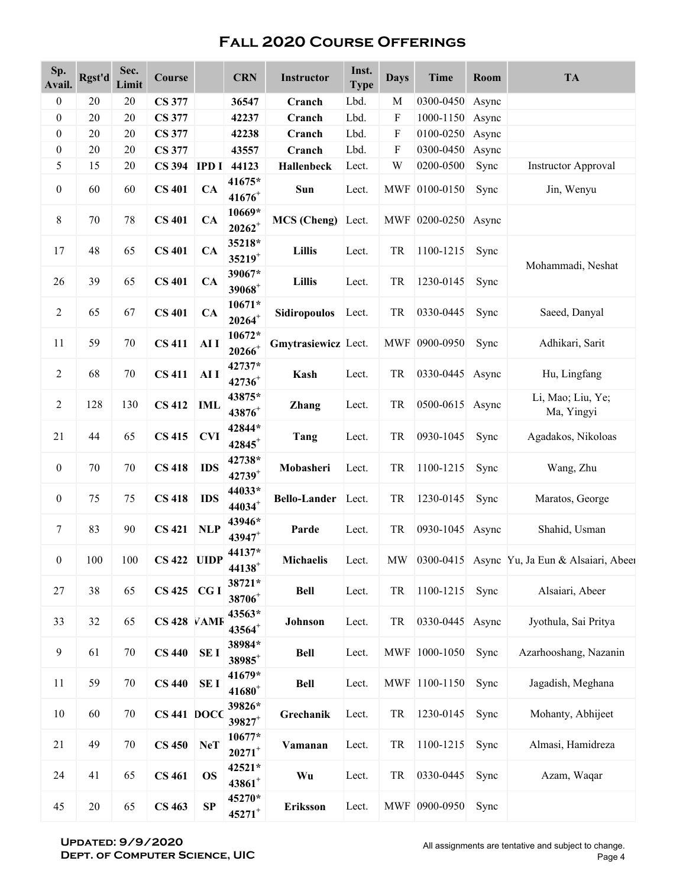# Fall 2020 Course Offerings

| Sp. Avail. | Rgst'd | Sec. Limit | Course | | CRN | Instructor | Inst. Type | Days | Time | Room | TA |
|---|---|---|---|---|---|---|---|---|---|---|---|
| 0 | 20 | 20 | **CS 377** | | **36547** | **Cranch** | Lbd. | M | 0300-0450 | Async | |
| 0 | 20 | 20 | **CS 377** | | **42237** | **Cranch** | Lbd. | F | 1000-1150 | Async | |
| 0 | 20 | 20 | **CS 377** | | **42238** | **Cranch** | Lbd. | F | 0100-0250 | Async | |
| 0 | 20 | 20 | **CS 377** | | **43557** | **Cranch** | Lbd. | F | 0300-0450 | Async | |
| 5 | 15 | 20 | **CS 394** | **IPD I** | **44123** | **Hallenbeck** | Lect. | W | 0200-0500 | Sync | Instructor Approval |
| 0 | 60 | 60 | **CS 401** | **CA** | **41675*** **41676+** | **Sun** | Lect. | MWF | 0100-0150 | Sync | Jin, Wenyu |
| 8 | 70 | 78 | **CS 401** | **CA** | **10669*** **20262+** | **MCS (Cheng)** | Lect. | MWF | 0200-0250 | Async | |
| 17 | 48 | 65 | **CS 401** | **CA** | **35218*** **35219+** | **Lillis** | Lect. | TR | 1100-1215 | Sync | Mohammadi, Neshat |
| 26 | 39 | 65 | **CS 401** | **CA** | **39067*** **39068+** | **Lillis** | Lect. | TR | 1230-0145 | Sync | |
| 2 | 65 | 67 | **CS 401** | **CA** | **10671*** **20264+** | **Sidiropoulos** | Lect. | TR | 0330-0445 | Sync | Saeed, Danyal |
| 11 | 59 | 70 | **CS 411** | **AI I** | **10672*** **20266+** | **Gmytrasiewicz** | Lect. | MWF | 0900-0950 | Sync | Adhikari, Sarit |
| 2 | 68 | 70 | **CS 411** | **AI I** | **42737*** **42736+** | **Kash** | Lect. | TR | 0330-0445 | Async | Hu, Lingfang |
| 2 | 128 | 130 | **CS 412** | **IML** | **43875*** **43876+** | **Zhang** | Lect. | TR | 0500-0615 | Async | Li, Mao; Liu, Ye; Ma, Yingyi |
| 21 | 44 | 65 | **CS 415** | **CVI** | **42844*** **42845+** | **Tang** | Lect. | TR | 0930-1045 | Sync | Agadakos, Nikoloas |
| 0 | 70 | 70 | **CS 418** | **IDS** | **42738*** **42739+** | **Mobasheri** | Lect. | TR | 1100-1215 | Sync | Wang, Zhu |
| 0 | 75 | 75 | **CS 418** | **IDS** | **44033*** **44034+** | **Bello-Lander** | Lect. | TR | 1230-0145 | Sync | Maratos, George |
| 7 | 83 | 90 | **CS 421** | **NLP** | **43946*** **43947+** | **Parde** | Lect. | TR | 0930-1045 | Async | Shahid, Usman |
| 0 | 100 | 100 | **CS 422** | **UIDP** | **44137*** **44138+** | **Michaelis** | Lect. | MW | 0300-0415 | Async | Yu, Ja Eun & Alsaiari, Abeer |
| 27 | 38 | 65 | **CS 425** | **CG I** | **38721*** **38706+** | **Bell** | Lect. | TR | 1100-1215 | Sync | Alsaiari, Abeer |
| 33 | 32 | 65 | **CS 428** | **VAMR** | **43563*** **43564+** | **Johnson** | Lect. | TR | 0330-0445 | Async | Jyothula, Sai Pritya |
| 9 | 61 | 70 | **CS 440** | **SE I** | **38984*** **38985+** | **Bell** | Lect. | MWF | 1000-1050 | Sync | Azarhooshang, Nazanin |
| 11 | 59 | 70 | **CS 440** | **SE I** | **41679*** **41680+** | **Bell** | Lect. | MWF | 1100-1150 | Sync | Jagadish, Meghana |
| 10 | 60 | 70 | **CS 441** | **DOCC** | **39826*** **39827+** | **Grechanik** | Lect. | TR | 1230-0145 | Sync | Mohanty, Abhijeet |
| 21 | 49 | 70 | **CS 450** | **NeT** | **10677*** **20271+** | **Vamanan** | Lect. | TR | 1100-1215 | Sync | Almasi, Hamidreza |
| 24 | 41 | 65 | **CS 461** | **OS** | **42521*** **43861+** | **Wu** | Lect. | TR | 0330-0445 | Sync | Azam, Waqar |
| 45 | 20 | 65 | **CS 463** | **SP** | **45270*** **45271+** | **Eriksson** | Lect. | MWF | 0900-0950 | Sync | |

**Updated: 9/9/2020**
**Dept. of Computer Science, UIC**

All assignments are tentative and subject to change.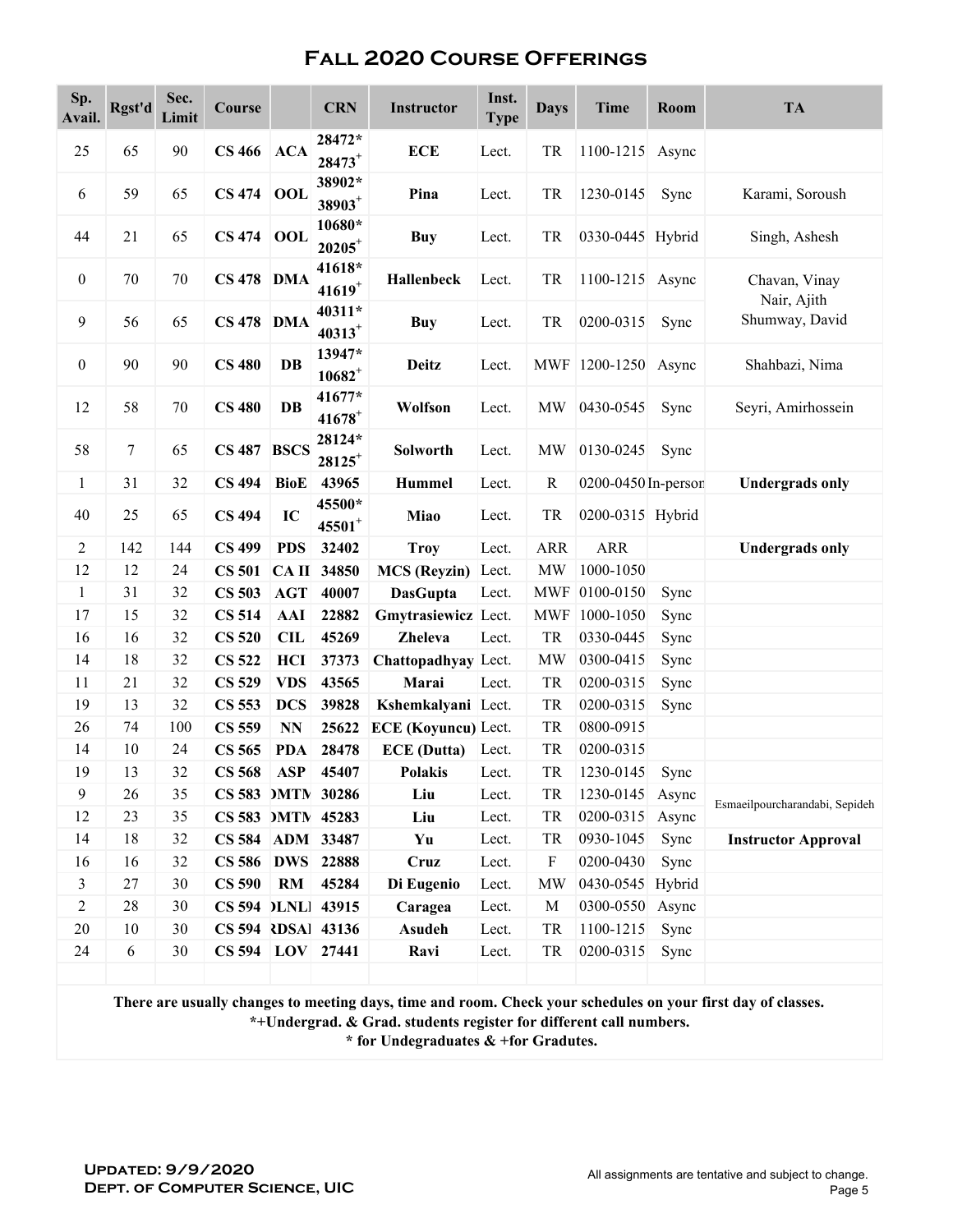# Fall 2020 Course Offerings

| Sp. Avail. | Rgst'd | Sec. Limit | Course | | CRN | Instructor | Inst. Type | Days | Time | Room | TA |
|---|---|---|---|---|---|---|---|---|---|---|---|
| 25 | 65 | 90 | CS 466 | ACA | 28472* 28473+ | ECE | Lect. | TR | 1100-1215 | Async | |
| 6 | 59 | 65 | CS 474 | OOL | 38902* 38903+ | Pina | Lect. | TR | 1230-0145 | Sync | Karami, Soroush |
| 44 | 21 | 65 | CS 474 | OOL | 10680* 20205+ | Buy | Lect. | TR | 0330-0445 | Hybrid | Singh, Ashesh |
| 0 | 70 | 70 | CS 478 | DMA | 41618* 41619+ | Hallenbeck | Lect. | TR | 1100-1215 | Async | Chavan, Vinay Nair, Ajith Shumway, David |
| 9 | 56 | 65 | CS 478 | DMA | 40311* 40313+ | Buy | Lect. | TR | 0200-0315 | Sync | |
| 0 | 90 | 90 | CS 480 | DB | 13947* 10682+ | Deitz | Lect. | MWF | 1200-1250 | Async | Shahbazi, Nima |
| 12 | 58 | 70 | CS 480 | DB | 41677* 41678+ | Wolfson | Lect. | MW | 0430-0545 | Sync | Seyri, Amirhossein |
| 58 | 7 | 65 | CS 487 | BSCS | 28124* 28125+ | Solworth | Lect. | MW | 0130-0245 | Sync | |
| 1 | 31 | 32 | CS 494 | BioE | 43965 | Hummel | Lect. | R | 0200-0450 | In-person | **Undergrads only** |
| 40 | 25 | 65 | CS 494 | IC | 45500* 45501+ | Miao | Lect. | TR | 0200-0315 | Hybrid | |
| 2 | 142 | 144 | CS 499 | PDS | 32402 | Troy | Lect. | ARR | ARR | | **Undergrads only** |
| 12 | 12 | 24 | CS 501 | CA II | 34850 | MCS (Reyzin) | Lect. | MW | 1000-1050 | | |
| 1 | 31 | 32 | CS 503 | AGT | 40007 | DasGupta | Lect. | MWF | 0100-0150 | Sync | |
| 17 | 15 | 32 | CS 514 | AAI | 22882 | Gmytrasiewicz | Lect. | MWF | 1000-1050 | Sync | |
| 16 | 16 | 32 | CS 520 | CIL | 45269 | Zheleva | Lect. | TR | 0330-0445 | Sync | |
| 14 | 18 | 32 | CS 522 | HCI | 37373 | Chattopadhyay | Lect. | MW | 0300-0415 | Sync | |
| 11 | 21 | 32 | CS 529 | VDS | 43565 | Marai | Lect. | TR | 0200-0315 | Sync | |
| 19 | 13 | 32 | CS 553 | DCS | 39828 | Kshemkalyani | Lect. | TR | 0200-0315 | Sync | |
| 26 | 74 | 100 | CS 559 | NN | 25622 | ECE (Koyuncu) | Lect. | TR | 0800-0915 | | |
| 14 | 10 | 24 | CS 565 | PDA | 28478 | ECE (Dutta) | Lect. | TR | 0200-0315 | | |
| 19 | 13 | 32 | CS 568 | ASP | 45407 | Polakis | Lect. | TR | 1230-0145 | Sync | |
| 9 | 26 | 35 | CS 583 | DMTM | 30286 | Liu | Lect. | TR | 1230-0145 | Async | Esmaeilpourcharandabi, Sepideh |
| 12 | 23 | 35 | CS 583 | DMTM | 45283 | Liu | Lect. | TR | 0200-0315 | Async | |
| 14 | 18 | 32 | CS 584 | ADM | 33487 | Yu | Lect. | TR | 0930-1045 | Sync | **Instructor Approval** |
| 16 | 16 | 32 | CS 586 | DWS | 22888 | Cruz | Lect. | F | 0200-0430 | Sync | |
| 3 | 27 | 30 | CS 590 | RM | 45284 | Di Eugenio | Lect. | MW | 0430-0545 | Hybrid | |
| 2 | 28 | 30 | CS 594 | DLNL | 43915 | Caragea | Lect. | M | 0300-0550 | Async | |
| 20 | 10 | 30 | CS 594 | RDSA | 43136 | Asudeh | Lect. | TR | 1100-1215 | Sync | |
| 24 | 6 | 30 | CS 594 | LOV | 27441 | Ravi | Lect. | TR | 0200-0315 | Sync | |

**There are usually changes to meeting days, time and room. Check your schedules on your first day of classes.**
**\*+Undergrad. & Grad. students register for different call numbers.**
**\* for Undegraduates & +for Gradutes.**

**Updated: 9/9/2020**
**Dept. of Computer Science, UIC**

All assignments are tentative and subject to change.